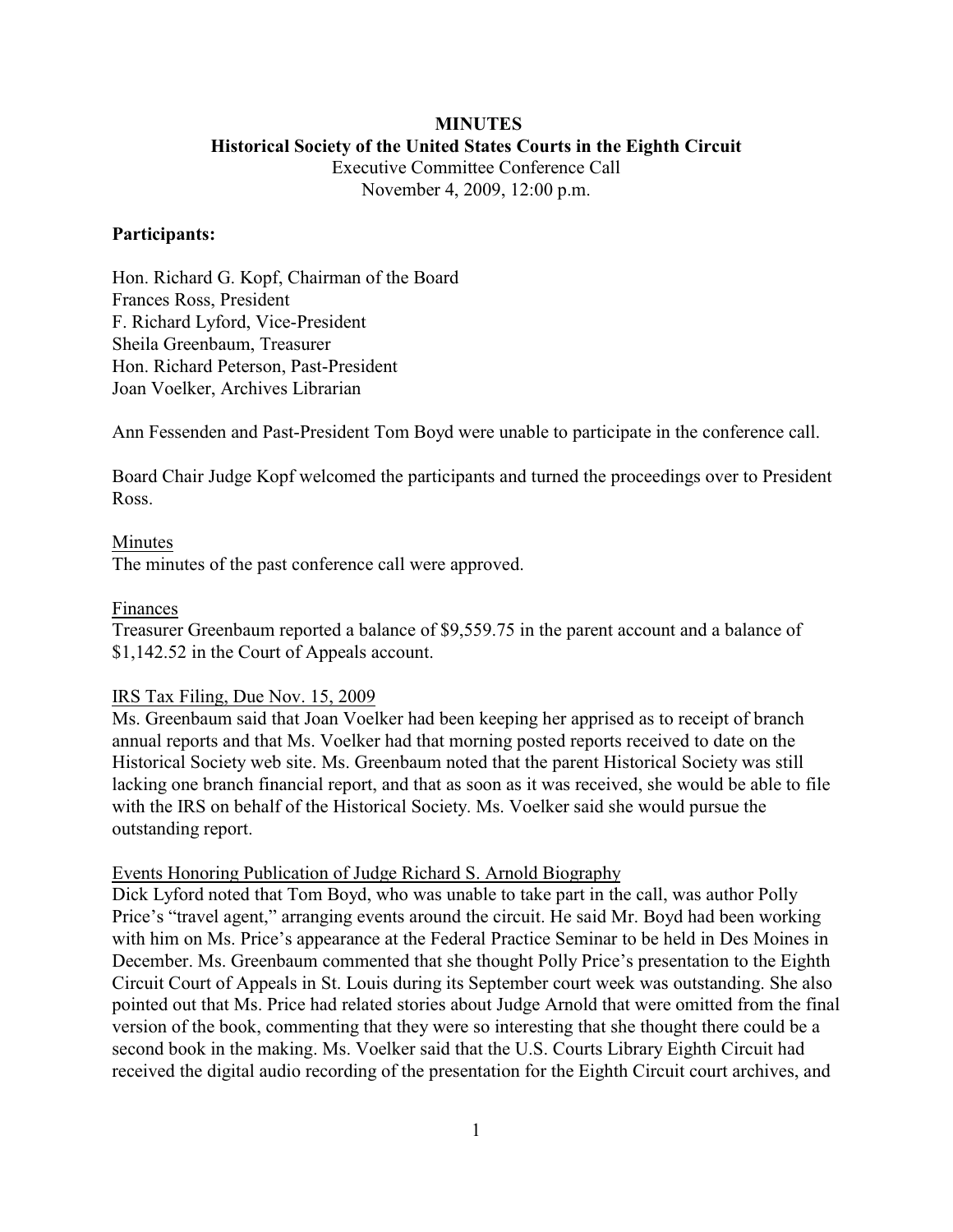**MINUTES**

**Historical Society of the United States Courts in the Eighth Circuit**

Executive Committee Conference Call

November 4, 2009, 12:00 p.m.

**Participants:**

Hon. Richard G. Kopf, Chairman of the Board
Frances Ross, President
F. Richard Lyford, Vice-President
Sheila Greenbaum, Treasurer
Hon. Richard Peterson, Past-President
Joan Voelker, Archives Librarian

Ann Fessenden and Past-President Tom Boyd were unable to participate in the conference call.

Board Chair Judge Kopf welcomed the participants and turned the proceedings over to President Ross.

<u>Minutes</u>

The minutes of the past conference call were approved.

<u>Finances</u>

Treasurer Greenbaum reported a balance of $9,559.75 in the parent account and a balance of $1,142.52 in the Court of Appeals account.

<u>IRS Tax Filing, Due Nov. 15, 2009</u>

Ms. Greenbaum said that Joan Voelker had been keeping her apprised as to receipt of branch annual reports and that Ms. Voelker had that morning posted reports received to date on the Historical Society web site. Ms. Greenbaum noted that the parent Historical Society was still lacking one branch financial report, and that as soon as it was received, she would be able to file with the IRS on behalf of the Historical Society. Ms. Voelker said she would pursue the outstanding report.

<u>Events Honoring Publication of Judge Richard S. Arnold Biography</u>

Dick Lyford noted that Tom Boyd, who was unable to take part in the call, was author Polly Price's "travel agent," arranging events around the circuit. He said Mr. Boyd had been working with him on Ms. Price's appearance at the Federal Practice Seminar to be held in Des Moines in December. Ms. Greenbaum commented that she thought Polly Price's presentation to the Eighth Circuit Court of Appeals in St. Louis during its September court week was outstanding. She also pointed out that Ms. Price had related stories about Judge Arnold that were omitted from the final version of the book, commenting that they were so interesting that she thought there could be a second book in the making. Ms. Voelker said that the U.S. Courts Library Eighth Circuit had received the digital audio recording of the presentation for the Eighth Circuit court archives, and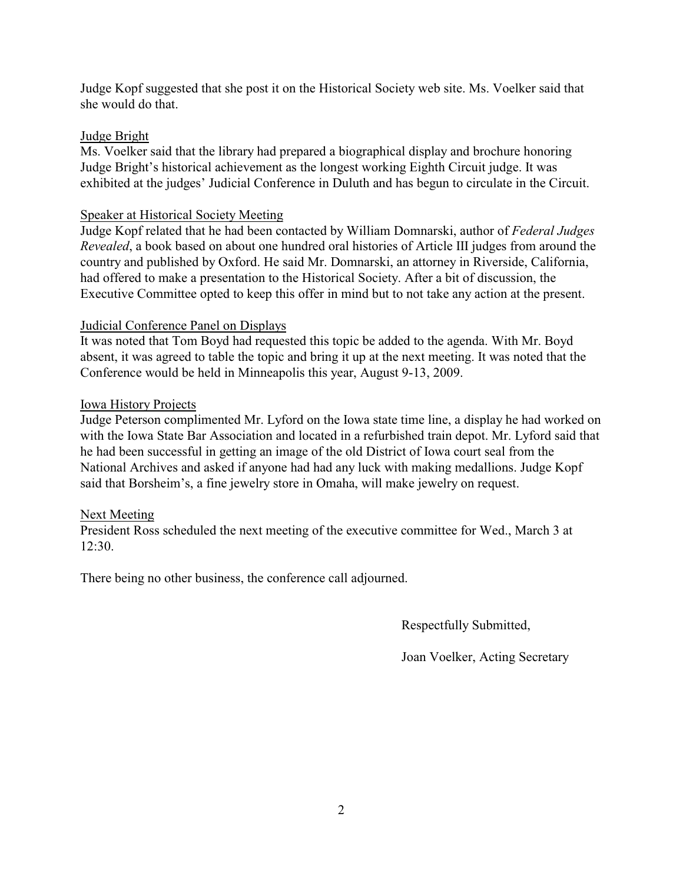Judge Kopf suggested that she post it on the Historical Society web site. Ms. Voelker said that she would do that.

Judge Bright

Ms. Voelker said that the library had prepared a biographical display and brochure honoring Judge Bright's historical achievement as the longest working Eighth Circuit judge. It was exhibited at the judges' Judicial Conference in Duluth and has begun to circulate in the Circuit.

Speaker at Historical Society Meeting

Judge Kopf related that he had been contacted by William Domnarski, author of *Federal Judges Revealed*, a book based on about one hundred oral histories of Article III judges from around the country and published by Oxford. He said Mr. Domnarski, an attorney in Riverside, California, had offered to make a presentation to the Historical Society. After a bit of discussion, the Executive Committee opted to keep this offer in mind but to not take any action at the present.

Judicial Conference Panel on Displays

It was noted that Tom Boyd had requested this topic be added to the agenda. With Mr. Boyd absent, it was agreed to table the topic and bring it up at the next meeting. It was noted that the Conference would be held in Minneapolis this year, August 9-13, 2009.

Iowa History Projects

Judge Peterson complimented Mr. Lyford on the Iowa state time line, a display he had worked on with the Iowa State Bar Association and located in a refurbished train depot. Mr. Lyford said that he had been successful in getting an image of the old District of Iowa court seal from the National Archives and asked if anyone had had any luck with making medallions. Judge Kopf said that Borsheim's, a fine jewelry store in Omaha, will make jewelry on request.

Next Meeting

President Ross scheduled the next meeting of the executive committee for Wed., March 3 at 12:30.

There being no other business, the conference call adjourned.

Respectfully Submitted,

Joan Voelker, Acting Secretary